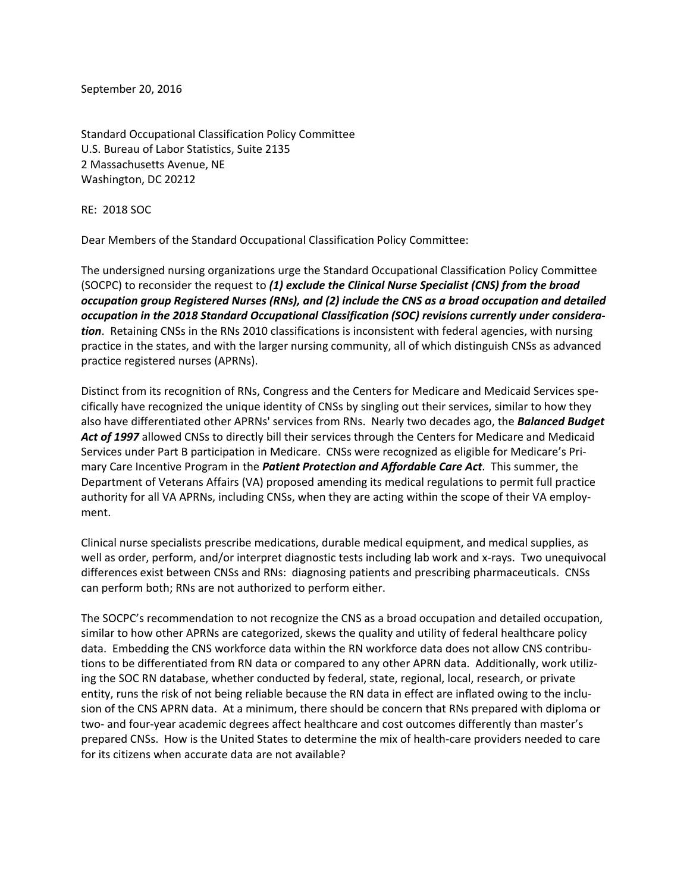September 20, 2016

Standard Occupational Classification Policy Committee
U.S. Bureau of Labor Statistics, Suite 2135
2 Massachusetts Avenue, NE
Washington, DC 20212

RE: 2018 SOC

Dear Members of the Standard Occupational Classification Policy Committee:

The undersigned nursing organizations urge the Standard Occupational Classification Policy Committee (SOCPC) to reconsider the request to ***(1) exclude the Clinical Nurse Specialist (CNS) from the broad occupation group Registered Nurses (RNs), and (2) include the CNS as a broad occupation and detailed occupation in the 2018 Standard Occupational Classification (SOC) revisions currently under consideration***. Retaining CNSs in the RNs 2010 classifications is inconsistent with federal agencies, with nursing practice in the states, and with the larger nursing community, all of which distinguish CNSs as advanced practice registered nurses (APRNs).

Distinct from its recognition of RNs, Congress and the Centers for Medicare and Medicaid Services specifically have recognized the unique identity of CNSs by singling out their services, similar to how they also have differentiated other APRNs' services from RNs. Nearly two decades ago, the ***Balanced Budget Act of 1997*** allowed CNSs to directly bill their services through the Centers for Medicare and Medicaid Services under Part B participation in Medicare. CNSs were recognized as eligible for Medicare's Primary Care Incentive Program in the ***Patient Protection and Affordable Care Act***. This summer, the Department of Veterans Affairs (VA) proposed amending its medical regulations to permit full practice authority for all VA APRNs, including CNSs, when they are acting within the scope of their VA employment.

Clinical nurse specialists prescribe medications, durable medical equipment, and medical supplies, as well as order, perform, and/or interpret diagnostic tests including lab work and x-rays. Two unequivocal differences exist between CNSs and RNs: diagnosing patients and prescribing pharmaceuticals. CNSs can perform both; RNs are not authorized to perform either.

The SOCPC's recommendation to not recognize the CNS as a broad occupation and detailed occupation, similar to how other APRNs are categorized, skews the quality and utility of federal healthcare policy data. Embedding the CNS workforce data within the RN workforce data does not allow CNS contributions to be differentiated from RN data or compared to any other APRN data. Additionally, work utilizing the SOC RN database, whether conducted by federal, state, regional, local, research, or private entity, runs the risk of not being reliable because the RN data in effect are inflated owing to the inclusion of the CNS APRN data. At a minimum, there should be concern that RNs prepared with diploma or two- and four-year academic degrees affect healthcare and cost outcomes differently than master's prepared CNSs. How is the United States to determine the mix of health-care providers needed to care for its citizens when accurate data are not available?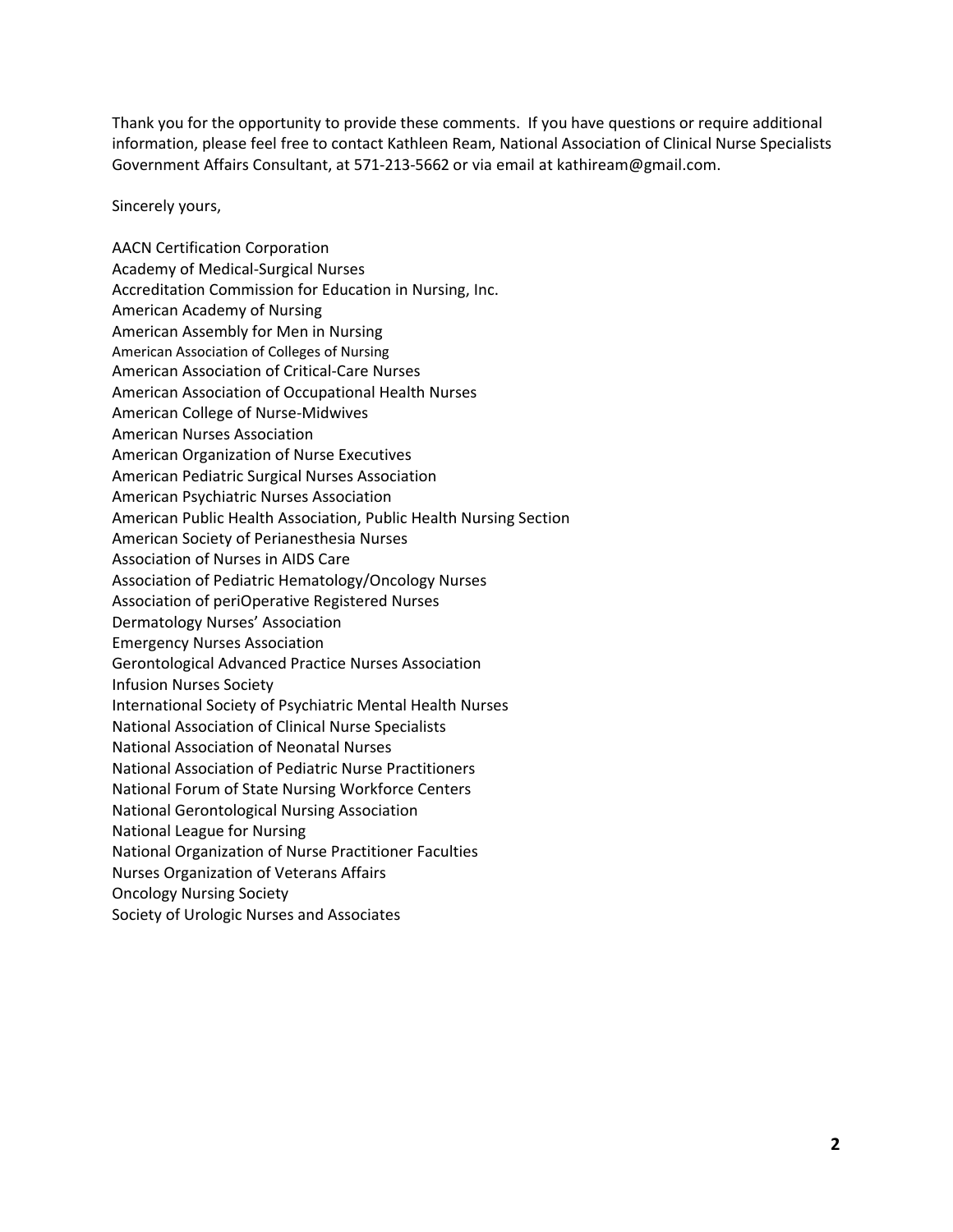Thank you for the opportunity to provide these comments. If you have questions or require additional information, please feel free to contact Kathleen Ream, National Association of Clinical Nurse Specialists Government Affairs Consultant, at 571-213-5662 or via email at kathiream@gmail.com.

Sincerely yours,

AACN Certification Corporation
Academy of Medical-Surgical Nurses
Accreditation Commission for Education in Nursing, Inc.
American Academy of Nursing
American Assembly for Men in Nursing
American Association of Colleges of Nursing
American Association of Critical-Care Nurses
American Association of Occupational Health Nurses
American College of Nurse-Midwives
American Nurses Association
American Organization of Nurse Executives
American Pediatric Surgical Nurses Association
American Psychiatric Nurses Association
American Public Health Association, Public Health Nursing Section
American Society of Perianesthesia Nurses
Association of Nurses in AIDS Care
Association of Pediatric Hematology/Oncology Nurses
Association of periOperative Registered Nurses
Dermatology Nurses' Association
Emergency Nurses Association
Gerontological Advanced Practice Nurses Association
Infusion Nurses Society
International Society of Psychiatric Mental Health Nurses
National Association of Clinical Nurse Specialists
National Association of Neonatal Nurses
National Association of Pediatric Nurse Practitioners
National Forum of State Nursing Workforce Centers
National Gerontological Nursing Association
National League for Nursing
National Organization of Nurse Practitioner Faculties
Nurses Organization of Veterans Affairs
Oncology Nursing Society
Society of Urologic Nurses and Associates